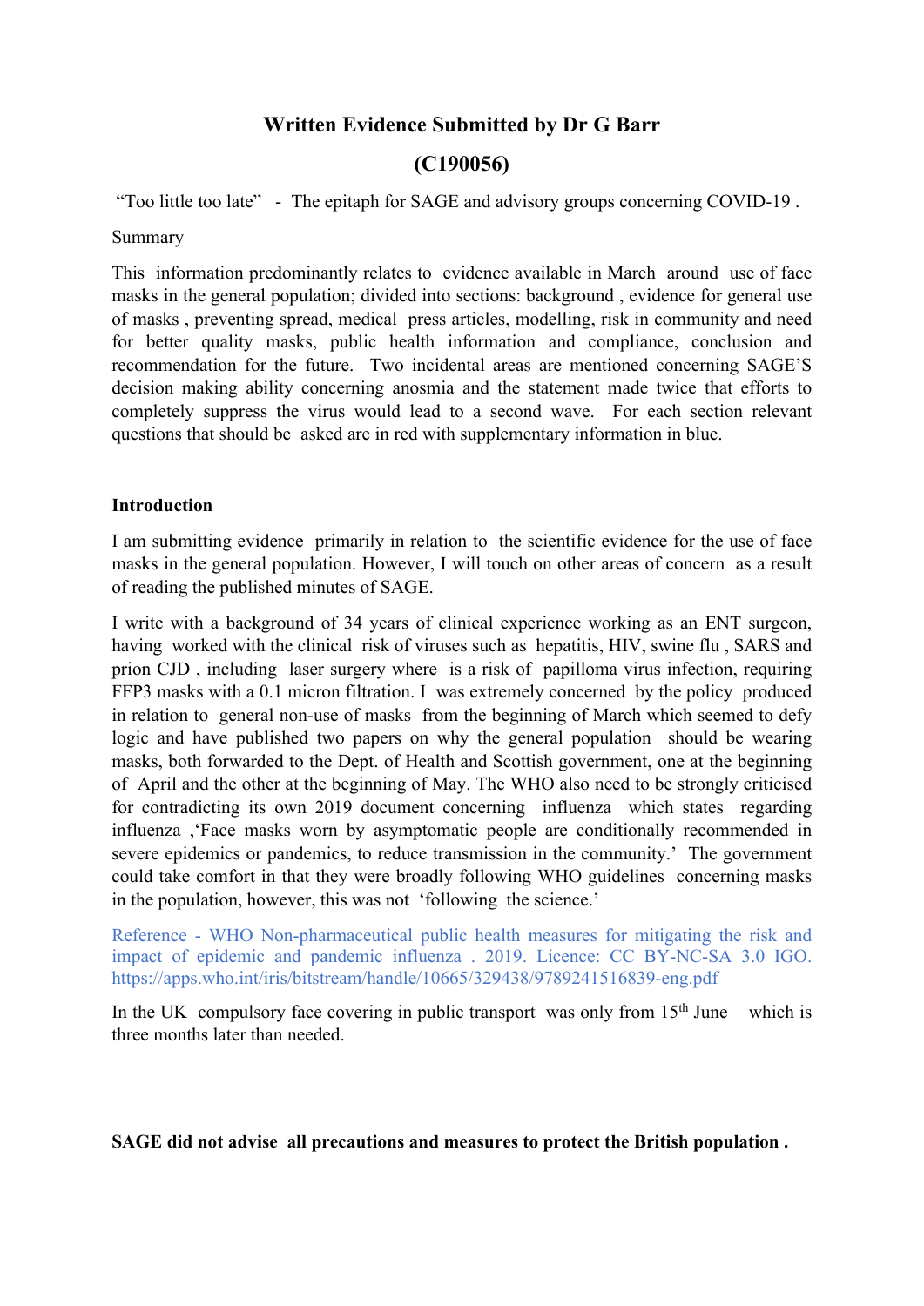# Written Evidence Submitted by Dr G Barr

# (C190056)

"Too little too late" - The epitaph for SAGE and advisory groups concerning COVID-19 .

Summary

This information predominantly relates to evidence available in March around use of face masks in the general population; divided into sections: background , evidence for general use of masks , preventing spread, medical press articles, modelling, risk in community and need for better quality masks, public health information and compliance, conclusion and recommendation for the future. Two incidental areas are mentioned concerning SAGE'S decision making ability concerning anosmia and the statement made twice that efforts to completely suppress the virus would lead to a second wave. For each section relevant questions that should be asked are in red with supplementary information in blue.

**Introduction**

I am submitting evidence primarily in relation to the scientific evidence for the use of face masks in the general population. However, I will touch on other areas of concern as a result of reading the published minutes of SAGE.

I write with a background of 34 years of clinical experience working as an ENT surgeon, having worked with the clinical risk of viruses such as hepatitis, HIV, swine flu , SARS and prion CJD , including laser surgery where is a risk of papilloma virus infection, requiring FFP3 masks with a 0.1 micron filtration. I was extremely concerned by the policy produced in relation to general non-use of masks from the beginning of March which seemed to defy logic and have published two papers on why the general population should be wearing masks, both forwarded to the Dept. of Health and Scottish government, one at the beginning of April and the other at the beginning of May. The WHO also need to be strongly criticised for contradicting its own 2019 document concerning influenza which states regarding influenza ,'Face masks worn by asymptomatic people are conditionally recommended in severe epidemics or pandemics, to reduce transmission in the community.' The government could take comfort in that they were broadly following WHO guidelines concerning masks in the population, however, this was not 'following the science.'

Reference - WHO Non-pharmaceutical public health measures for mitigating the risk and impact of epidemic and pandemic influenza . 2019. Licence: CC BY-NC-SA 3.0 IGO. https://apps.who.int/iris/bitstream/handle/10665/329438/9789241516839-eng.pdf

In the UK compulsory face covering in public transport was only from 15th June which is three months later than needed.

**SAGE did not advise all precautions and measures to protect the British population .**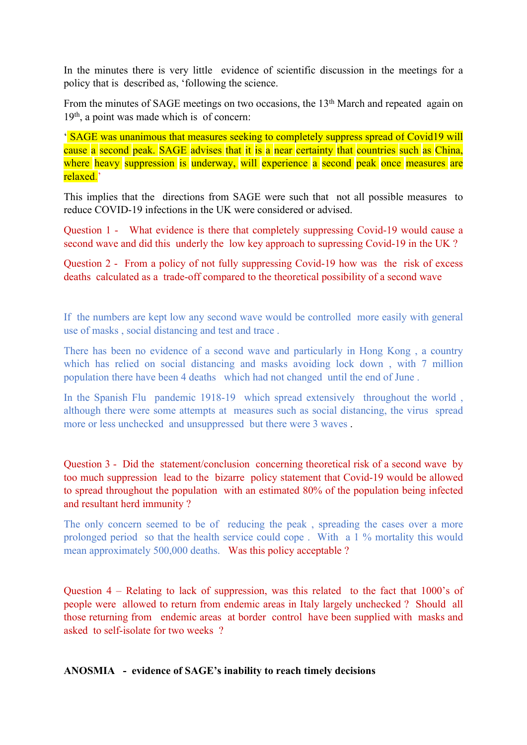In the minutes there is very little evidence of scientific discussion in the meetings for a policy that is described as, 'following the science.

From the minutes of SAGE meetings on two occasions, the 13th March and repeated again on 19th, a point was made which is of concern:

' SAGE was unanimous that measures seeking to completely suppress spread of Covid19 will cause a second peak. SAGE advises that it is a near certainty that countries such as China, where heavy suppression is underway, will experience a second peak once measures are relaxed.'

This implies that the directions from SAGE were such that not all possible measures to reduce COVID-19 infections in the UK were considered or advised.

Question 1 - What evidence is there that completely suppressing Covid-19 would cause a second wave and did this underly the low key approach to supressing Covid-19 in the UK ?

Question 2 - From a policy of not fully suppressing Covid-19 how was the risk of excess deaths calculated as a trade-off compared to the theoretical possibility of a second wave

If the numbers are kept low any second wave would be controlled more easily with general use of masks , social distancing and test and trace .

There has been no evidence of a second wave and particularly in Hong Kong , a country which has relied on social distancing and masks avoiding lock down , with 7 million population there have been 4 deaths which had not changed until the end of June .

In the Spanish Flu pandemic 1918-19 which spread extensively throughout the world , although there were some attempts at measures such as social distancing, the virus spread more or less unchecked and unsuppressed but there were 3 waves .

Question 3 - Did the statement/conclusion concerning theoretical risk of a second wave by too much suppression lead to the bizarre policy statement that Covid-19 would be allowed to spread throughout the population with an estimated 80% of the population being infected and resultant herd immunity ?

The only concern seemed to be of reducing the peak , spreading the cases over a more prolonged period so that the health service could cope . With a 1 % mortality this would mean approximately 500,000 deaths. Was this policy acceptable ?

Question 4 – Relating to lack of suppression, was this related to the fact that 1000's of people were allowed to return from endemic areas in Italy largely unchecked ? Should all those returning from endemic areas at border control have been supplied with masks and asked to self-isolate for two weeks ?

**ANOSMIA - evidence of SAGE's inability to reach timely decisions**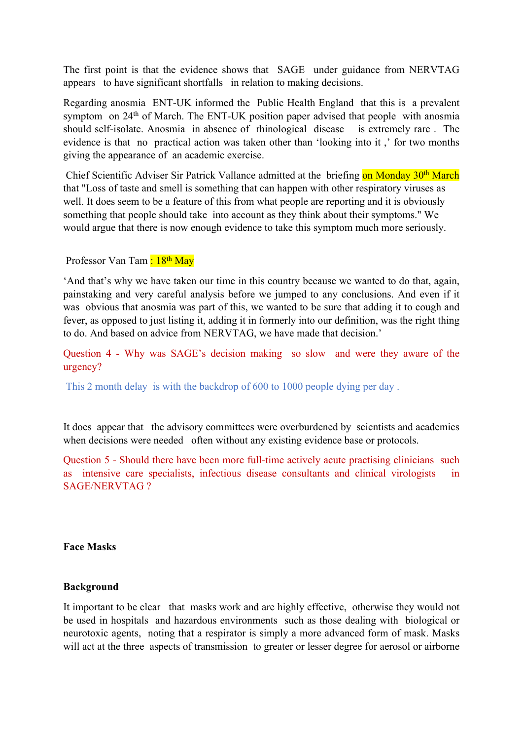The first point is that the evidence shows that SAGE under guidance from NERVTAG appears to have significant shortfalls in relation to making decisions.

Regarding anosmia ENT-UK informed the Public Health England that this is a prevalent symptom on 24th of March. The ENT-UK position paper advised that people with anosmia should self-isolate. Anosmia in absence of rhinological disease is extremely rare . The evidence is that no practical action was taken other than 'looking into it ,' for two months giving the appearance of an academic exercise.

Chief Scientific Adviser Sir Patrick Vallance admitted at the briefing on Monday 30th March that "Loss of taste and smell is something that can happen with other respiratory viruses as well. It does seem to be a feature of this from what people are reporting and it is obviously something that people should take into account as they think about their symptoms." We would argue that there is now enough evidence to take this symptom much more seriously.

Professor Van Tam : 18th May

'And that's why we have taken our time in this country because we wanted to do that, again, painstaking and very careful analysis before we jumped to any conclusions. And even if it was obvious that anosmia was part of this, we wanted to be sure that adding it to cough and fever, as opposed to just listing it, adding it in formerly into our definition, was the right thing to do. And based on advice from NERVTAG, we have made that decision.'

Question 4 - Why was SAGE's decision making so slow and were they aware of the urgency?

This 2 month delay is with the backdrop of 600 to 1000 people dying per day .

It does appear that the advisory committees were overburdened by scientists and academics when decisions were needed often without any existing evidence base or protocols.

Question 5 - Should there have been more full-time actively acute practising clinicians such as intensive care specialists, infectious disease consultants and clinical virologists in SAGE/NERVTAG ?

**Face Masks**

**Background**

It important to be clear that masks work and are highly effective, otherwise they would not be used in hospitals and hazardous environments such as those dealing with biological or neurotoxic agents, noting that a respirator is simply a more advanced form of mask. Masks will act at the three aspects of transmission to greater or lesser degree for aerosol or airborne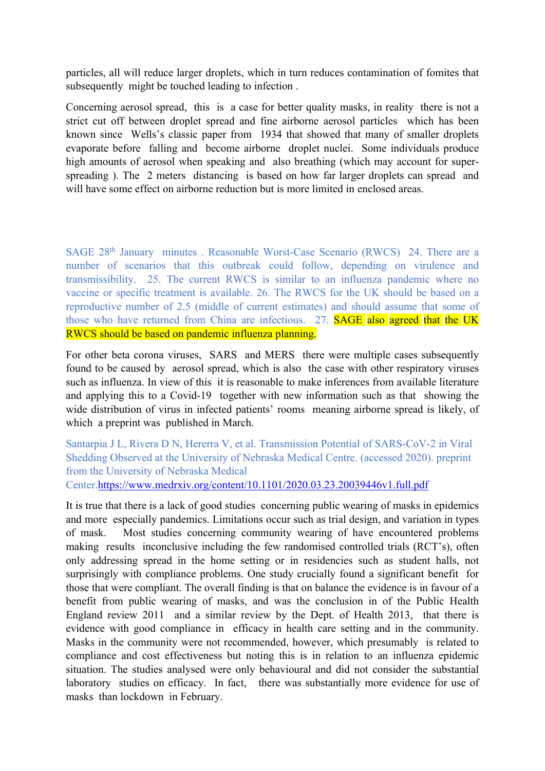particles, all will reduce larger droplets, which in turn reduces contamination of fomites that subsequently might be touched leading to infection .

Concerning aerosol spread, this is a case for better quality masks, in reality there is not a strict cut off between droplet spread and fine airborne aerosol particles which has been known since Wells's classic paper from 1934 that showed that many of smaller droplets evaporate before falling and become airborne droplet nuclei. Some individuals produce high amounts of aerosol when speaking and also breathing (which may account for super-spreading ). The 2 meters distancing is based on how far larger droplets can spread and will have some effect on airborne reduction but is more limited in enclosed areas.

SAGE 28th January minutes . Reasonable Worst-Case Scenario (RWCS) 24. There are a number of scenarios that this outbreak could follow, depending on virulence and transmissibility. 25. The current RWCS is similar to an influenza pandemic where no vaccine or specific treatment is available. 26. The RWCS for the UK should be based on a reproductive number of 2.5 (middle of current estimates) and should assume that some of those who have returned from China are infectious. 27. SAGE also agreed that the UK RWCS should be based on pandemic influenza planning.

For other beta corona viruses, SARS and MERS there were multiple cases subsequently found to be caused by aerosol spread, which is also the case with other respiratory viruses such as influenza. In view of this it is reasonable to make inferences from available literature and applying this to a Covid-19 together with new information such as that showing the wide distribution of virus in infected patients' rooms meaning airborne spread is likely, of which a preprint was published in March.

Santarpia J L, Rivera D N, Hererra V, et al. Transmission Potential of SARS-CoV-2 in Viral Shedding Observed at the University of Nebraska Medical Centre. (accessed 2020). preprint from the University of Nebraska Medical Center.https://www.medrxiv.org/content/10.1101/2020.03.23.20039446v1.full.pdf

It is true that there is a lack of good studies concerning public wearing of masks in epidemics and more especially pandemics. Limitations occur such as trial design, and variation in types of mask. Most studies concerning community wearing of have encountered problems making results inconclusive including the few randomised controlled trials (RCT's), often only addressing spread in the home setting or in residencies such as student halls, not surprisingly with compliance problems. One study crucially found a significant benefit for those that were compliant. The overall finding is that on balance the evidence is in favour of a benefit from public wearing of masks, and was the conclusion in of the Public Health England review 2011 and a similar review by the Dept. of Health 2013, that there is evidence with good compliance in efficacy in health care setting and in the community. Masks in the community were not recommended, however, which presumably is related to compliance and cost effectiveness but noting this is in relation to an influenza epidemic situation. The studies analysed were only behavioural and did not consider the substantial laboratory studies on efficacy. In fact, there was substantially more evidence for use of masks than lockdown in February.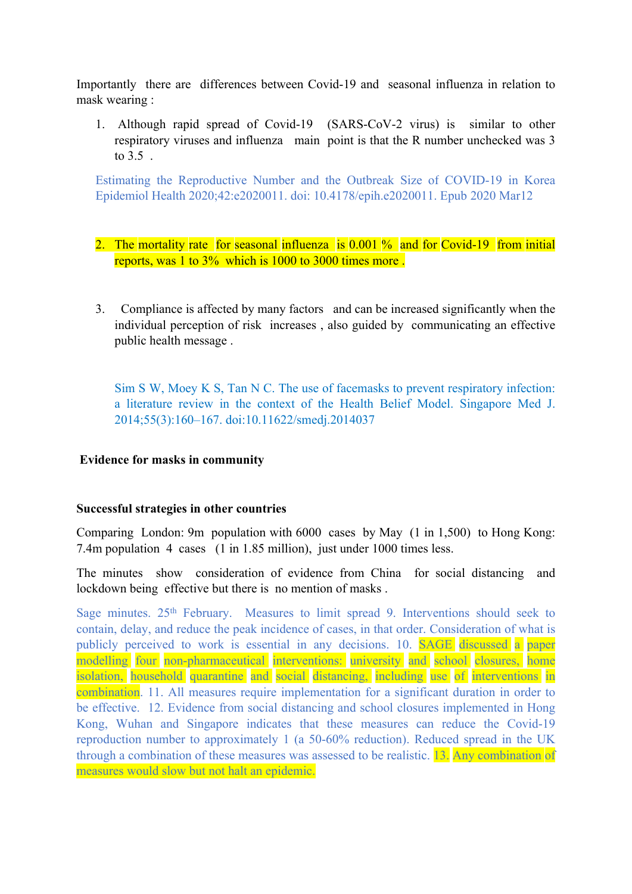Importantly there are differences between Covid-19 and seasonal influenza in relation to mask wearing :

1. Although rapid spread of Covid-19 (SARS-CoV-2 virus) is similar to other respiratory viruses and influenza main point is that the R number unchecked was 3 to 3.5 .

   Estimating the Reproductive Number and the Outbreak Size of COVID-19 in Korea Epidemiol Health 2020;42:e2020011. doi: 10.4178/epih.e2020011. Epub 2020 Mar12

2. The mortality rate for seasonal influenza is 0.001 % and for Covid-19 from initial reports, was 1 to 3% which is 1000 to 3000 times more .

3. Compliance is affected by many factors and can be increased significantly when the individual perception of risk increases , also guided by communicating an effective public health message .

   Sim S W, Moey K S, Tan N C. The use of facemasks to prevent respiratory infection: a literature review in the context of the Health Belief Model. Singapore Med J. 2014;55(3):160–167. doi:10.11622/smedj.2014037

**Evidence for masks in community**

**Successful strategies in other countries**

Comparing London: 9m population with 6000 cases by May (1 in 1,500) to Hong Kong: 7.4m population 4 cases (1 in 1.85 million), just under 1000 times less.

The minutes show consideration of evidence from China for social distancing and lockdown being effective but there is no mention of masks .

Sage minutes. 25th February. Measures to limit spread 9. Interventions should seek to contain, delay, and reduce the peak incidence of cases, in that order. Consideration of what is publicly perceived to work is essential in any decisions. 10. SAGE discussed a paper modelling four non-pharmaceutical interventions: university and school closures, home isolation, household quarantine and social distancing, including use of interventions in combination. 11. All measures require implementation for a significant duration in order to be effective. 12. Evidence from social distancing and school closures implemented in Hong Kong, Wuhan and Singapore indicates that these measures can reduce the Covid-19 reproduction number to approximately 1 (a 50-60% reduction). Reduced spread in the UK through a combination of these measures was assessed to be realistic. 13. Any combination of measures would slow but not halt an epidemic.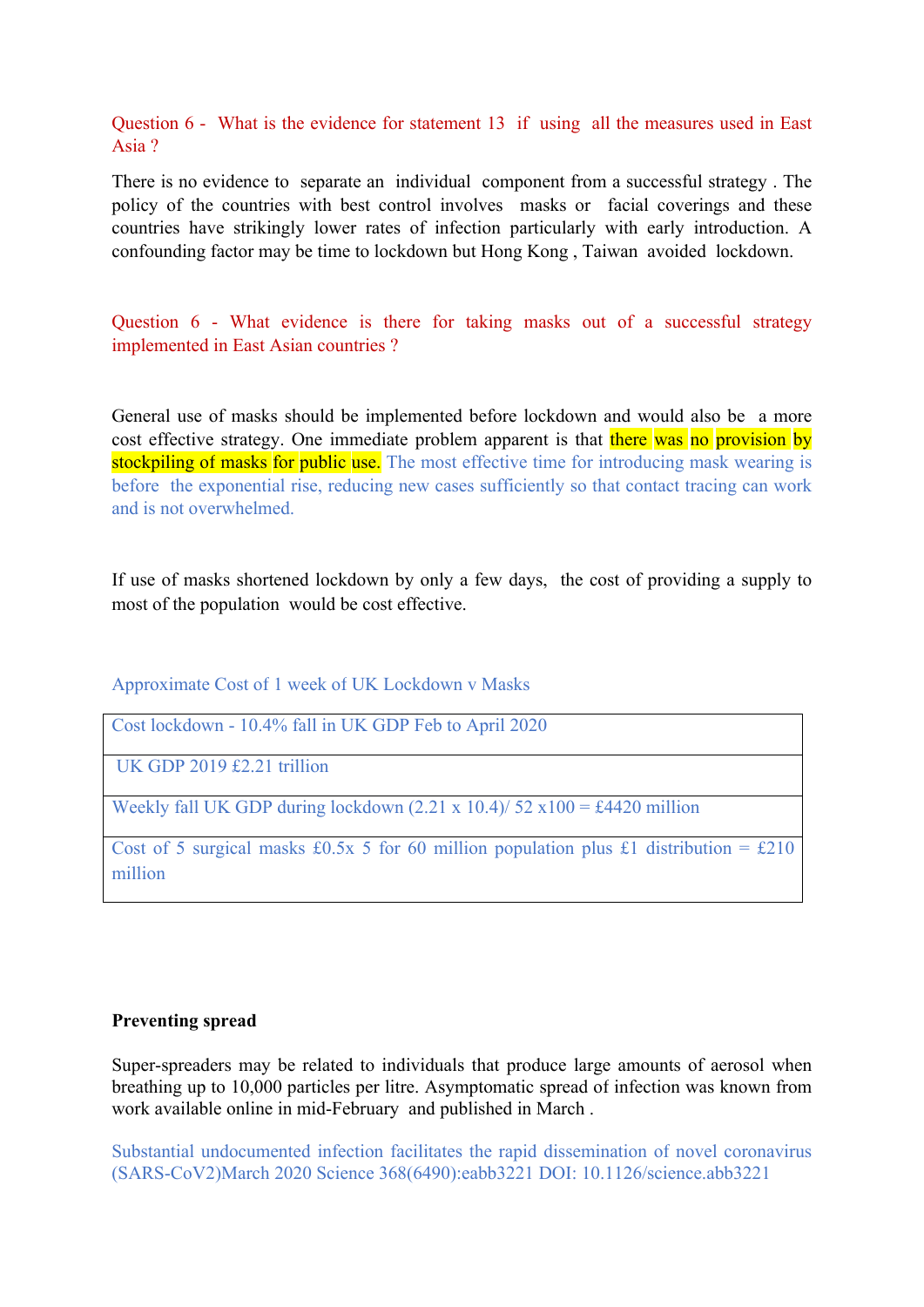Question 6 - What is the evidence for statement 13 if using all the measures used in East Asia ?

There is no evidence to separate an individual component from a successful strategy . The policy of the countries with best control involves masks or facial coverings and these countries have strikingly lower rates of infection particularly with early introduction. A confounding factor may be time to lockdown but Hong Kong , Taiwan avoided lockdown.

Question 6 - What evidence is there for taking masks out of a successful strategy implemented in East Asian countries ?

General use of masks should be implemented before lockdown and would also be a more cost effective strategy. One immediate problem apparent is that there was no provision by stockpiling of masks for public use. The most effective time for introducing mask wearing is before the exponential rise, reducing new cases sufficiently so that contact tracing can work and is not overwhelmed.

If use of masks shortened lockdown by only a few days, the cost of providing a supply to most of the population would be cost effective.

Approximate Cost of 1 week of UK Lockdown v Masks

| Approximate Cost of 1 week of UK Lockdown v Masks |
| --- |
| Cost lockdown - 10.4% fall in UK GDP Feb to April 2020 |
| UK GDP 2019 £2.21 trillion |
| Weekly fall UK GDP during lockdown (2.21 x 10.4)/ 52 x100 = £4420 million |
| Cost of 5 surgical masks £0.5x 5 for 60 million population plus £1 distribution = £210 million |

**Preventing spread**

Super-spreaders may be related to individuals that produce large amounts of aerosol when breathing up to 10,000 particles per litre. Asymptomatic spread of infection was known from work available online in mid-February and published in March .

Substantial undocumented infection facilitates the rapid dissemination of novel coronavirus (SARS-CoV2)March 2020 Science 368(6490):eabb3221 DOI: 10.1126/science.abb3221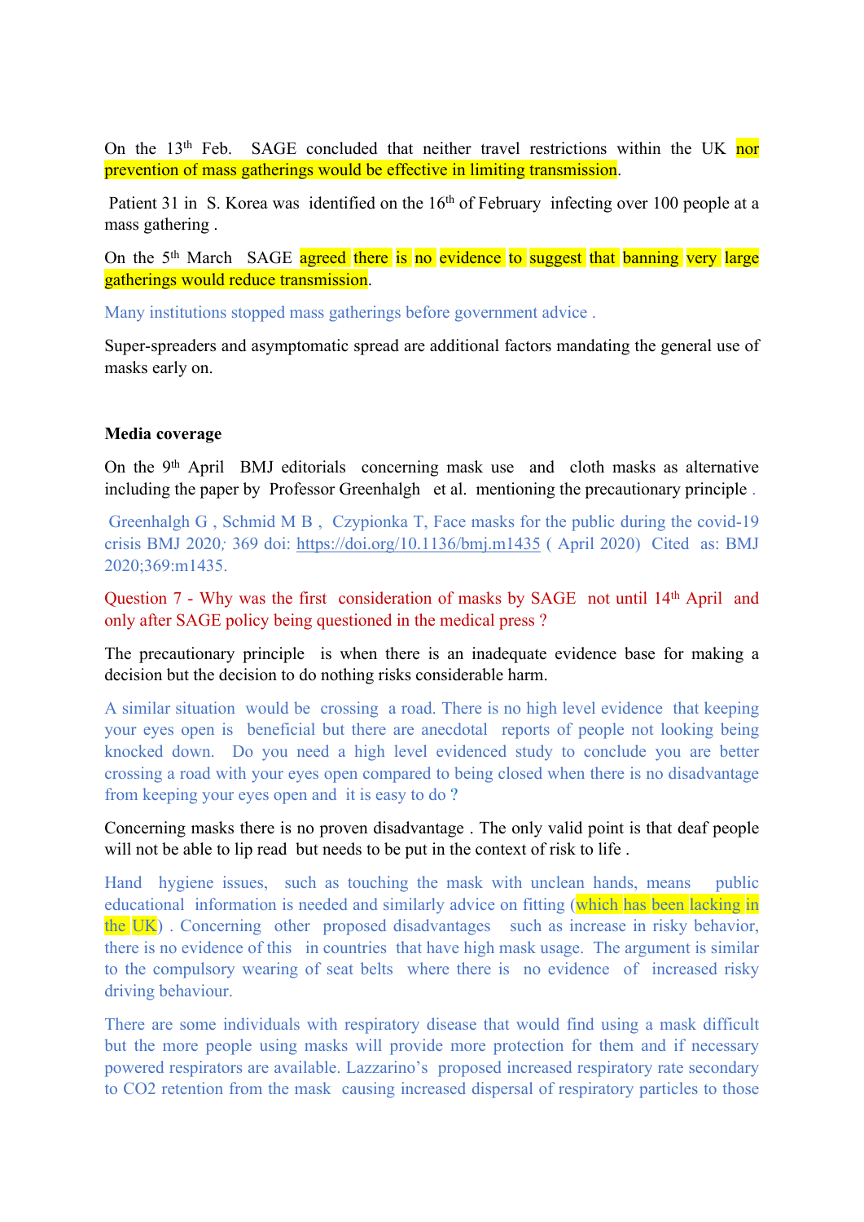On the 13th Feb. SAGE concluded that neither travel restrictions within the UK nor prevention of mass gatherings would be effective in limiting transmission.

Patient 31 in S. Korea was identified on the 16th of February infecting over 100 people at a mass gathering .

On the 5th March SAGE agreed there is no evidence to suggest that banning very large gatherings would reduce transmission.

Many institutions stopped mass gatherings before government advice .

Super-spreaders and asymptomatic spread are additional factors mandating the general use of masks early on.

**Media coverage**

On the 9th April BMJ editorials concerning mask use and cloth masks as alternative including the paper by Professor Greenhalgh et al. mentioning the precautionary principle .

Greenhalgh G , Schmid M B , Czypionka T, Face masks for the public during the covid-19 crisis BMJ 2020; 369 doi: https://doi.org/10.1136/bmj.m1435 ( April 2020) Cited as: BMJ 2020;369:m1435.

Question 7 - Why was the first consideration of masks by SAGE not until 14th April and only after SAGE policy being questioned in the medical press ?

The precautionary principle is when there is an inadequate evidence base for making a decision but the decision to do nothing risks considerable harm.

A similar situation would be crossing a road. There is no high level evidence that keeping your eyes open is beneficial but there are anecdotal reports of people not looking being knocked down. Do you need a high level evidenced study to conclude you are better crossing a road with your eyes open compared to being closed when there is no disadvantage from keeping your eyes open and it is easy to do ?

Concerning masks there is no proven disadvantage . The only valid point is that deaf people will not be able to lip read but needs to be put in the context of risk to life .

Hand hygiene issues, such as touching the mask with unclean hands, means public educational information is needed and similarly advice on fitting (which has been lacking in the UK) . Concerning other proposed disadvantages such as increase in risky behavior, there is no evidence of this in countries that have high mask usage. The argument is similar to the compulsory wearing of seat belts where there is no evidence of increased risky driving behaviour.

There are some individuals with respiratory disease that would find using a mask difficult but the more people using masks will provide more protection for them and if necessary powered respirators are available. Lazzarino's proposed increased respiratory rate secondary to $CO_2$ retention from the mask causing increased dispersal of respiratory particles to those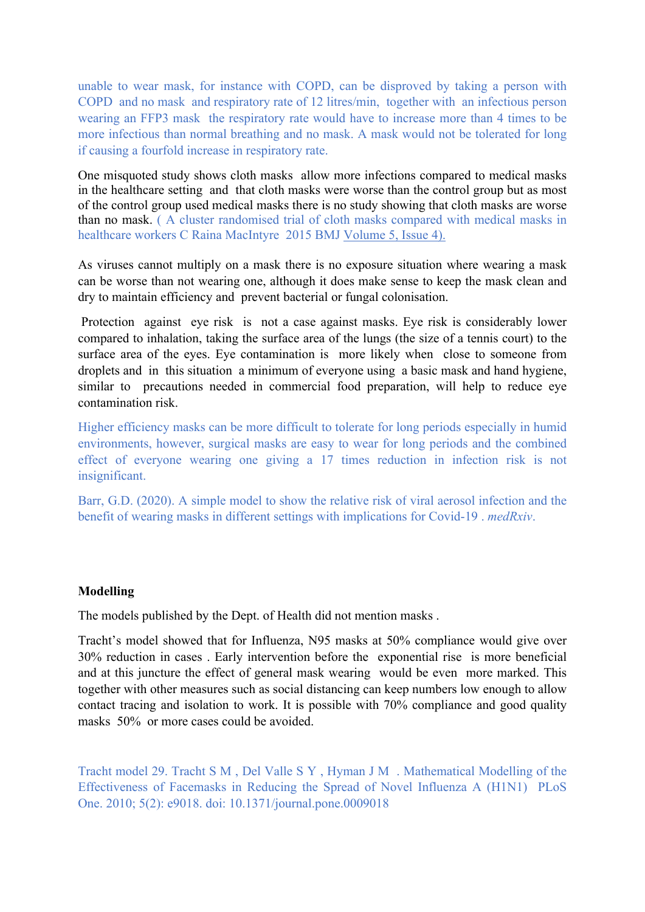unable to wear mask, for instance with COPD, can be disproved by taking a person with COPD and no mask and respiratory rate of 12 litres/min, together with an infectious person wearing an FFP3 mask the respiratory rate would have to increase more than 4 times to be more infectious than normal breathing and no mask. A mask would not be tolerated for long if causing a fourfold increase in respiratory rate.

One misquoted study shows cloth masks allow more infections compared to medical masks in the healthcare setting and that cloth masks were worse than the control group but as most of the control group used medical masks there is no study showing that cloth masks are worse than no mask. ( A cluster randomised trial of cloth masks compared with medical masks in healthcare workers C Raina MacIntyre 2015 BMJ Volume 5, Issue 4).

As viruses cannot multiply on a mask there is no exposure situation where wearing a mask can be worse than not wearing one, although it does make sense to keep the mask clean and dry to maintain efficiency and prevent bacterial or fungal colonisation.

Protection against eye risk is not a case against masks. Eye risk is considerably lower compared to inhalation, taking the surface area of the lungs (the size of a tennis court) to the surface area of the eyes. Eye contamination is more likely when close to someone from droplets and in this situation a minimum of everyone using a basic mask and hand hygiene, similar to precautions needed in commercial food preparation, will help to reduce eye contamination risk.

Higher efficiency masks can be more difficult to tolerate for long periods especially in humid environments, however, surgical masks are easy to wear for long periods and the combined effect of everyone wearing one giving a 17 times reduction in infection risk is not insignificant.

Barr, G.D. (2020). A simple model to show the relative risk of viral aerosol infection and the benefit of wearing masks in different settings with implications for Covid-19 . *medRxiv*.

**Modelling**

The models published by the Dept. of Health did not mention masks .

Tracht's model showed that for Influenza, N95 masks at 50% compliance would give over 30% reduction in cases . Early intervention before the exponential rise is more beneficial and at this juncture the effect of general mask wearing would be even more marked. This together with other measures such as social distancing can keep numbers low enough to allow contact tracing and isolation to work. It is possible with 70% compliance and good quality masks 50% or more cases could be avoided.

Tracht model 29. Tracht S M , Del Valle S Y , Hyman J M . Mathematical Modelling of the Effectiveness of Facemasks in Reducing the Spread of Novel Influenza A (H1N1) PLoS One. 2010; 5(2): e9018. doi: 10.1371/journal.pone.0009018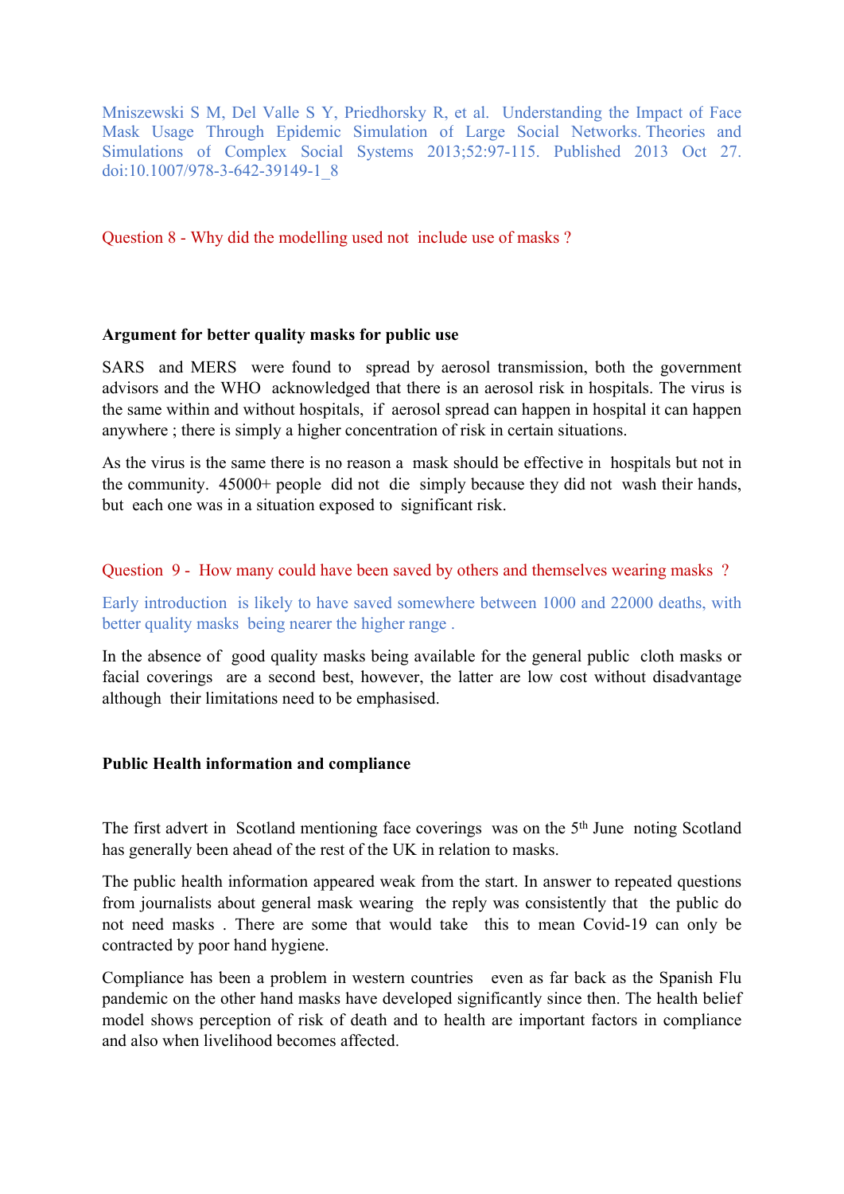Mniszewski S M, Del Valle S Y, Priedhorsky R, et al. Understanding the Impact of Face Mask Usage Through Epidemic Simulation of Large Social Networks. Theories and Simulations of Complex Social Systems 2013;52:97-115. Published 2013 Oct 27. doi:10.1007/978-3-642-39149-1_8

Question 8 - Why did the modelling used not include use of masks ?

**Argument for better quality masks for public use**

SARS and MERS were found to spread by aerosol transmission, both the government advisors and the WHO acknowledged that there is an aerosol risk in hospitals. The virus is the same within and without hospitals, if aerosol spread can happen in hospital it can happen anywhere ; there is simply a higher concentration of risk in certain situations.

As the virus is the same there is no reason a mask should be effective in hospitals but not in the community. 45000+ people did not die simply because they did not wash their hands, but each one was in a situation exposed to significant risk.

Question 9 - How many could have been saved by others and themselves wearing masks ?

Early introduction is likely to have saved somewhere between 1000 and 22000 deaths, with better quality masks being nearer the higher range .

In the absence of good quality masks being available for the general public cloth masks or facial coverings are a second best, however, the latter are low cost without disadvantage although their limitations need to be emphasised.

**Public Health information and compliance**

The first advert in Scotland mentioning face coverings was on the 5th June noting Scotland has generally been ahead of the rest of the UK in relation to masks.

The public health information appeared weak from the start. In answer to repeated questions from journalists about general mask wearing the reply was consistently that the public do not need masks . There are some that would take this to mean Covid-19 can only be contracted by poor hand hygiene.

Compliance has been a problem in western countries even as far back as the Spanish Flu pandemic on the other hand masks have developed significantly since then. The health belief model shows perception of risk of death and to health are important factors in compliance and also when livelihood becomes affected.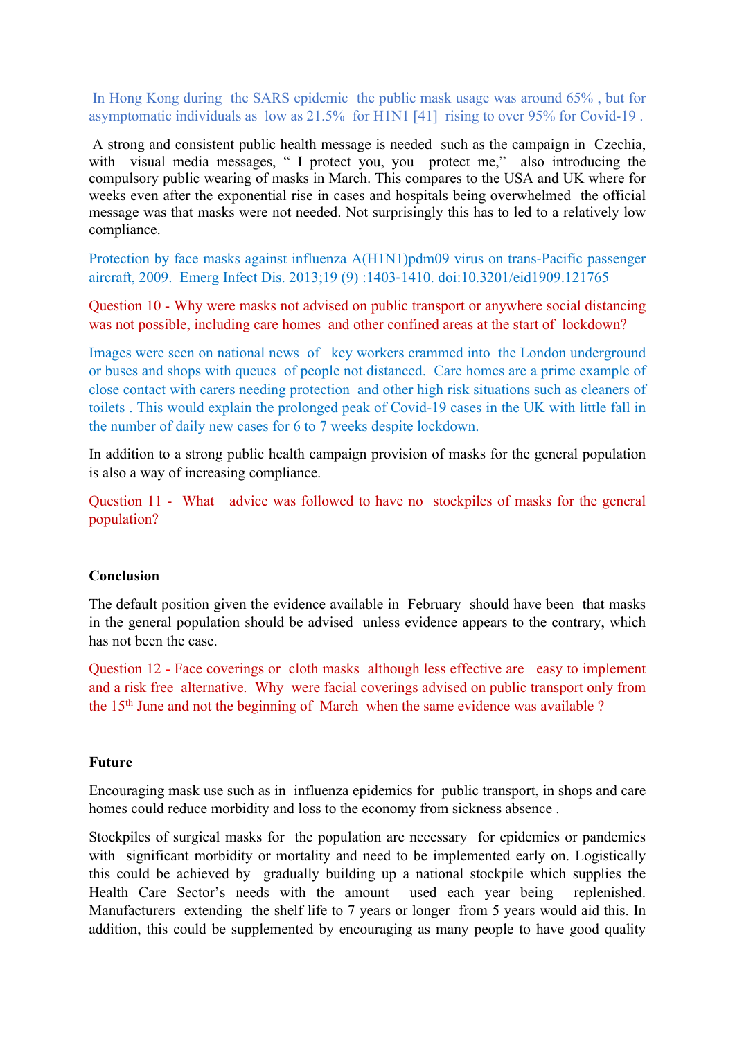In Hong Kong during the SARS epidemic the public mask usage was around 65% , but for asymptomatic individuals as low as 21.5% for H1N1 [41] rising to over 95% for Covid-19 .

A strong and consistent public health message is needed such as the campaign in Czechia, with visual media messages, " I protect you, you protect me," also introducing the compulsory public wearing of masks in March. This compares to the USA and UK where for weeks even after the exponential rise in cases and hospitals being overwhelmed the official message was that masks were not needed. Not surprisingly this has to led to a relatively low compliance.

Protection by face masks against influenza A(H1N1)pdm09 virus on trans-Pacific passenger aircraft, 2009. Emerg Infect Dis. 2013;19 (9) :1403-1410. doi:10.3201/eid1909.121765

Question 10 - Why were masks not advised on public transport or anywhere social distancing was not possible, including care homes and other confined areas at the start of lockdown?

Images were seen on national news of key workers crammed into the London underground or buses and shops with queues of people not distanced. Care homes are a prime example of close contact with carers needing protection and other high risk situations such as cleaners of toilets . This would explain the prolonged peak of Covid-19 cases in the UK with little fall in the number of daily new cases for 6 to 7 weeks despite lockdown.

In addition to a strong public health campaign provision of masks for the general population is also a way of increasing compliance.

Question 11 - What advice was followed to have no stockpiles of masks for the general population?

**Conclusion**

The default position given the evidence available in February should have been that masks in the general population should be advised unless evidence appears to the contrary, which has not been the case.

Question 12 - Face coverings or cloth masks although less effective are easy to implement and a risk free alternative. Why were facial coverings advised on public transport only from the 15th June and not the beginning of March when the same evidence was available ?

**Future**

Encouraging mask use such as in influenza epidemics for public transport, in shops and care homes could reduce morbidity and loss to the economy from sickness absence .

Stockpiles of surgical masks for the population are necessary for epidemics or pandemics with significant morbidity or mortality and need to be implemented early on. Logistically this could be achieved by gradually building up a national stockpile which supplies the Health Care Sector's needs with the amount used each year being replenished. Manufacturers extending the shelf life to 7 years or longer from 5 years would aid this. In addition, this could be supplemented by encouraging as many people to have good quality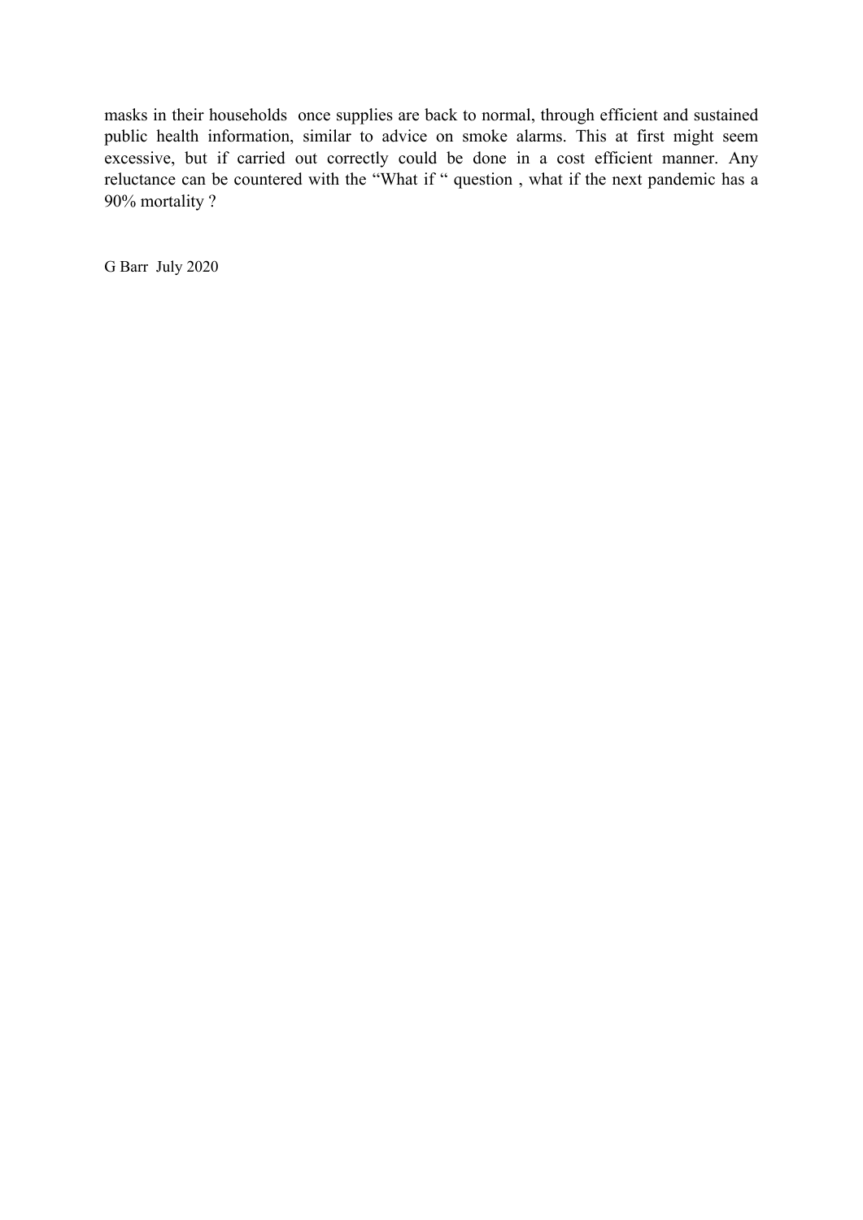masks in their households once supplies are back to normal, through efficient and sustained public health information, similar to advice on smoke alarms. This at first might seem excessive, but if carried out correctly could be done in a cost efficient manner. Any reluctance can be countered with the "What if " question , what if the next pandemic has a 90% mortality ?

G Barr July 2020